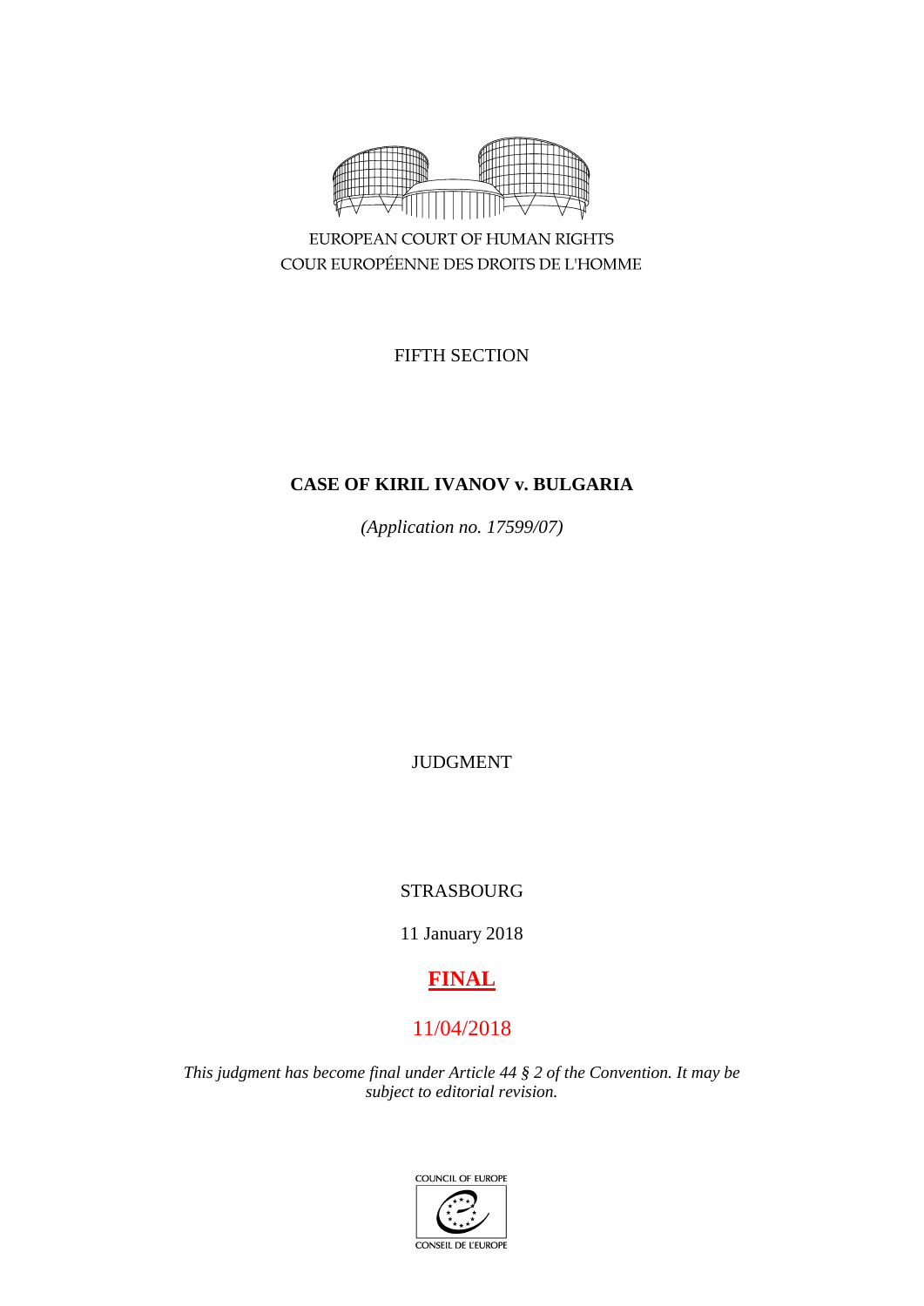EUROPEAN COURT OF HUMAN RIGHTS
COUR EUROPÉENNE DES DROITS DE L'HOMME

FIFTH SECTION

# CASE OF KIRIL IVANOV v. BULGARIA

*(Application no. 17599/07)*

JUDGMENT

STRASBOURG

11 January 2018

**FINAL**

11/04/2018

*This judgment has become final under Article 44 § 2 of the Convention. It may be subject to editorial revision.*

COUNCIL OF EUROPE
CONSEIL DE L'EUROPE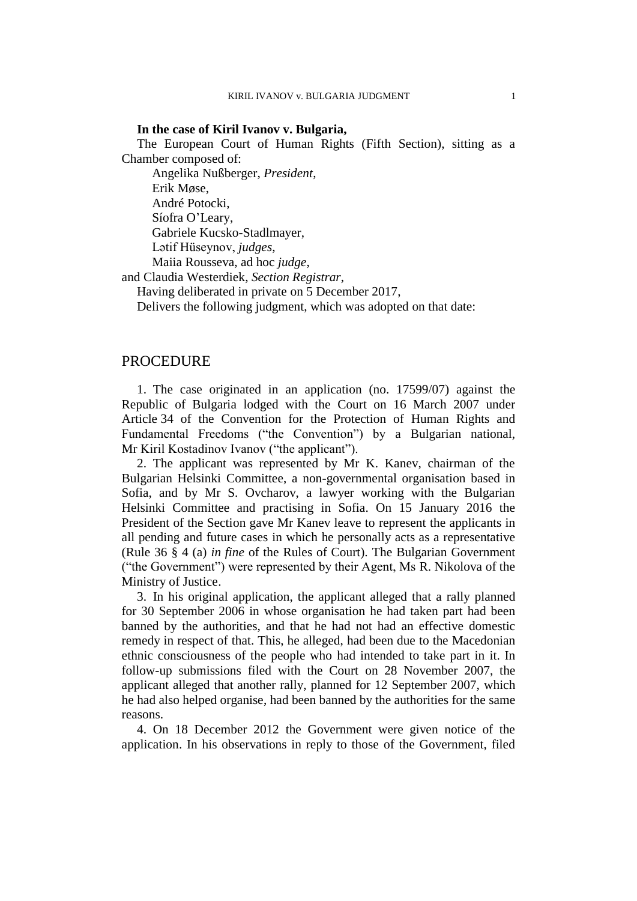**In the case of Kiril Ivanov v. Bulgaria,**

The European Court of Human Rights (Fifth Section), sitting as a Chamber composed of:

Angelika Nußberger, *President,*
Erik Møse,
André Potocki,
Síofra O'Leary,
Gabriele Kucsko-Stadlmayer,
Lətif Hüseynov, *judges,*
Maiia Rousseva, ad hoc *judge*,
and Claudia Westerdiek, *Section Registrar*,

Having deliberated in private on 5 December 2017,

Delivers the following judgment, which was adopted on that date:

## PROCEDURE

1. The case originated in an application (no. 17599/07) against the Republic of Bulgaria lodged with the Court on 16 March 2007 under Article 34 of the Convention for the Protection of Human Rights and Fundamental Freedoms ("the Convention") by a Bulgarian national, Mr Kiril Kostadinov Ivanov ("the applicant").

2. The applicant was represented by Mr K. Kanev, chairman of the Bulgarian Helsinki Committee, a non-governmental organisation based in Sofia, and by Mr S. Ovcharov, a lawyer working with the Bulgarian Helsinki Committee and practising in Sofia. On 15 January 2016 the President of the Section gave Mr Kanev leave to represent the applicants in all pending and future cases in which he personally acts as a representative (Rule 36 § 4 (a) *in fine* of the Rules of Court). The Bulgarian Government ("the Government") were represented by their Agent, Ms R. Nikolova of the Ministry of Justice.

3. In his original application, the applicant alleged that a rally planned for 30 September 2006 in whose organisation he had taken part had been banned by the authorities, and that he had not had an effective domestic remedy in respect of that. This, he alleged, had been due to the Macedonian ethnic consciousness of the people who had intended to take part in it. In follow-up submissions filed with the Court on 28 November 2007, the applicant alleged that another rally, planned for 12 September 2007, which he had also helped organise, had been banned by the authorities for the same reasons.

4. On 18 December 2012 the Government were given notice of the application. In his observations in reply to those of the Government, filed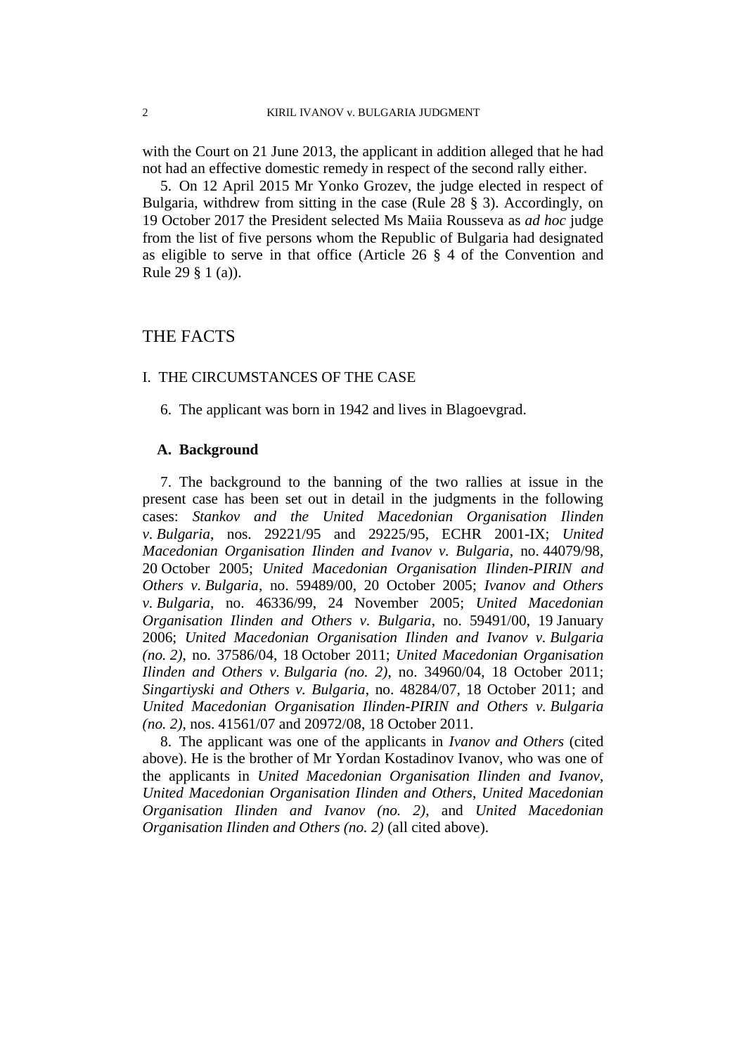with the Court on 21 June 2013, the applicant in addition alleged that he had not had an effective domestic remedy in respect of the second rally either.

5. On 12 April 2015 Mr Yonko Grozev, the judge elected in respect of Bulgaria, withdrew from sitting in the case (Rule 28 § 3). Accordingly, on 19 October 2017 the President selected Ms Maiia Rousseva as *ad hoc* judge from the list of five persons whom the Republic of Bulgaria had designated as eligible to serve in that office (Article 26 § 4 of the Convention and Rule 29 § 1 (a)).

# THE FACTS

## I. THE CIRCUMSTANCES OF THE CASE

6. The applicant was born in 1942 and lives in Blagoevgrad.

### A. Background

7. The background to the banning of the two rallies at issue in the present case has been set out in detail in the judgments in the following cases: *Stankov and the United Macedonian Organisation Ilinden v. Bulgaria*, nos. 29221/95 and 29225/95, ECHR 2001-IX; *United Macedonian Organisation Ilinden and Ivanov v. Bulgaria*, no. 44079/98, 20 October 2005; *United Macedonian Organisation Ilinden-PIRIN and Others v. Bulgaria*, no. 59489/00, 20 October 2005; *Ivanov and Others v. Bulgaria*, no. 46336/99, 24 November 2005; *United Macedonian Organisation Ilinden and Others v. Bulgaria*, no. 59491/00, 19 January 2006; *United Macedonian Organisation Ilinden and Ivanov v. Bulgaria (no. 2)*, no. 37586/04, 18 October 2011; *United Macedonian Organisation Ilinden and Others v. Bulgaria (no. 2)*, no. 34960/04, 18 October 2011; *Singartiyski and Others v. Bulgaria*, no. 48284/07, 18 October 2011; and *United Macedonian Organisation Ilinden-PIRIN and Others v. Bulgaria (no. 2)*, nos. 41561/07 and 20972/08, 18 October 2011.

8. The applicant was one of the applicants in *Ivanov and Others* (cited above). He is the brother of Mr Yordan Kostadinov Ivanov, who was one of the applicants in *United Macedonian Organisation Ilinden and Ivanov*, *United Macedonian Organisation Ilinden and Others*, *United Macedonian Organisation Ilinden and Ivanov (no. 2)*, and *United Macedonian Organisation Ilinden and Others (no. 2)* (all cited above).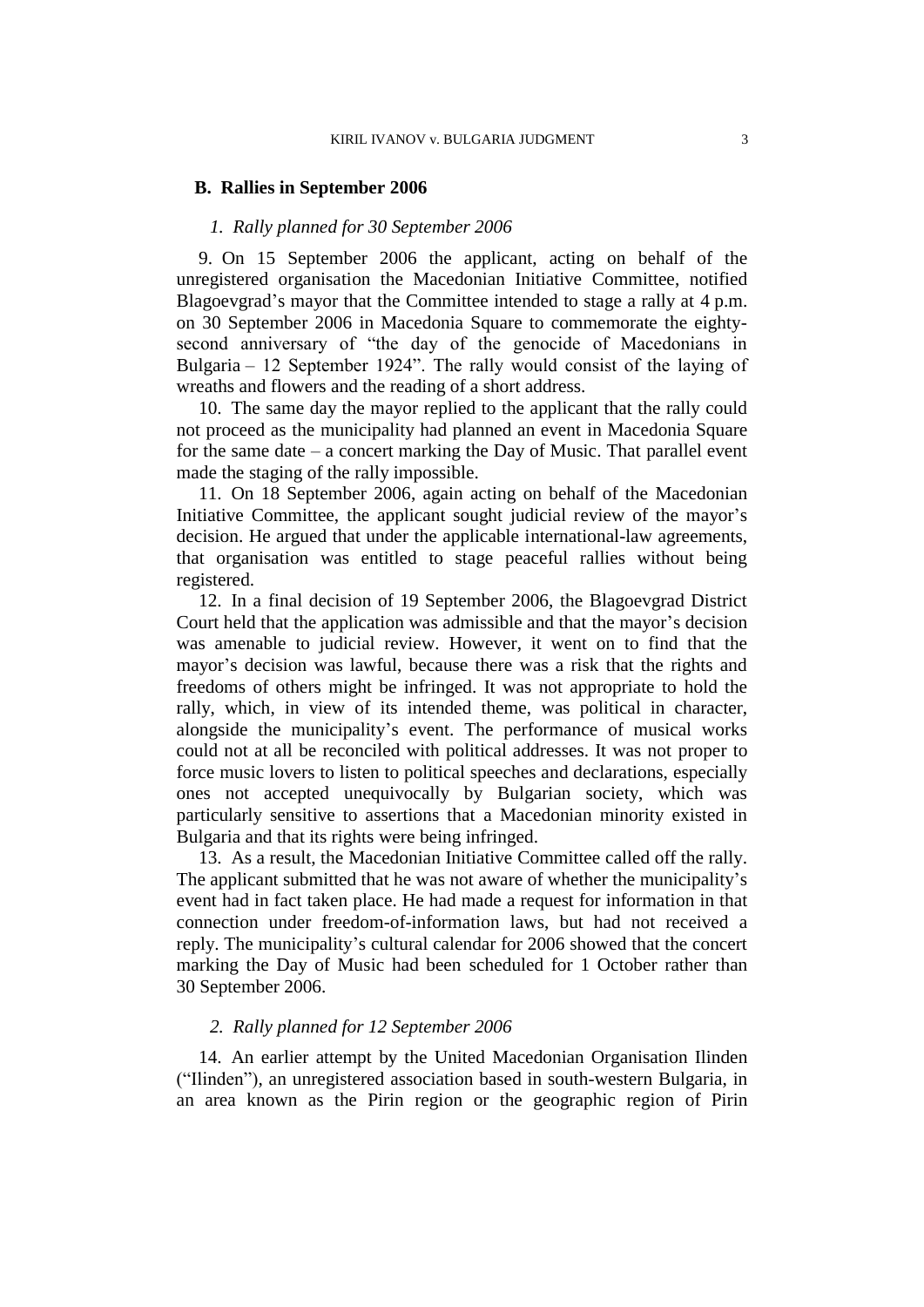### B. Rallies in September 2006

#### *1. Rally planned for 30 September 2006*

9. On 15 September 2006 the applicant, acting on behalf of the unregistered organisation the Macedonian Initiative Committee, notified Blagoevgrad's mayor that the Committee intended to stage a rally at 4 p.m. on 30 September 2006 in Macedonia Square to commemorate the eighty-second anniversary of "the day of the genocide of Macedonians in Bulgaria – 12 September 1924". The rally would consist of the laying of wreaths and flowers and the reading of a short address.

10. The same day the mayor replied to the applicant that the rally could not proceed as the municipality had planned an event in Macedonia Square for the same date – a concert marking the Day of Music. That parallel event made the staging of the rally impossible.

11. On 18 September 2006, again acting on behalf of the Macedonian Initiative Committee, the applicant sought judicial review of the mayor's decision. He argued that under the applicable international-law agreements, that organisation was entitled to stage peaceful rallies without being registered.

12. In a final decision of 19 September 2006, the Blagoevgrad District Court held that the application was admissible and that the mayor's decision was amenable to judicial review. However, it went on to find that the mayor's decision was lawful, because there was a risk that the rights and freedoms of others might be infringed. It was not appropriate to hold the rally, which, in view of its intended theme, was political in character, alongside the municipality's event. The performance of musical works could not at all be reconciled with political addresses. It was not proper to force music lovers to listen to political speeches and declarations, especially ones not accepted unequivocally by Bulgarian society, which was particularly sensitive to assertions that a Macedonian minority existed in Bulgaria and that its rights were being infringed.

13. As a result, the Macedonian Initiative Committee called off the rally. The applicant submitted that he was not aware of whether the municipality's event had in fact taken place. He had made a request for information in that connection under freedom-of-information laws, but had not received a reply. The municipality's cultural calendar for 2006 showed that the concert marking the Day of Music had been scheduled for 1 October rather than 30 September 2006.

#### *2. Rally planned for 12 September 2006*

14. An earlier attempt by the United Macedonian Organisation Ilinden ("Ilinden"), an unregistered association based in south-western Bulgaria, in an area known as the Pirin region or the geographic region of Pirin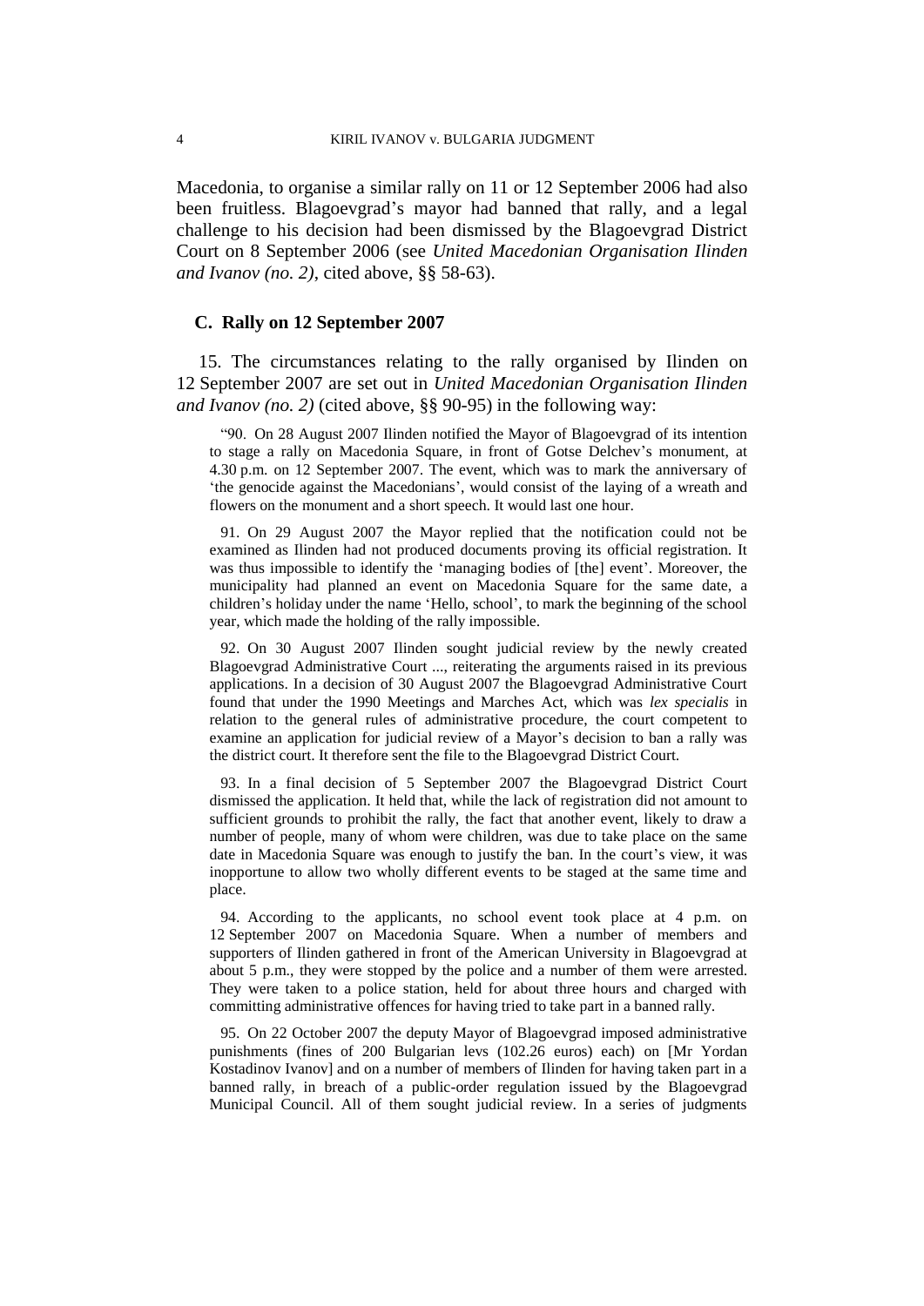Macedonia, to organise a similar rally on 11 or 12 September 2006 had also been fruitless. Blagoevgrad's mayor had banned that rally, and a legal challenge to his decision had been dismissed by the Blagoevgrad District Court on 8 September 2006 (see *United Macedonian Organisation Ilinden and Ivanov (no. 2)*, cited above, §§ 58-63).

### C. Rally on 12 September 2007

15. The circumstances relating to the rally organised by Ilinden on 12 September 2007 are set out in *United Macedonian Organisation Ilinden and Ivanov (no. 2)* (cited above, §§ 90-95) in the following way:

> "90. On 28 August 2007 Ilinden notified the Mayor of Blagoevgrad of its intention to stage a rally on Macedonia Square, in front of Gotse Delchev's monument, at 4.30 p.m. on 12 September 2007. The event, which was to mark the anniversary of 'the genocide against the Macedonians', would consist of the laying of a wreath and flowers on the monument and a short speech. It would last one hour.
>
> 91. On 29 August 2007 the Mayor replied that the notification could not be examined as Ilinden had not produced documents proving its official registration. It was thus impossible to identify the 'managing bodies of [the] event'. Moreover, the municipality had planned an event on Macedonia Square for the same date, a children's holiday under the name 'Hello, school', to mark the beginning of the school year, which made the holding of the rally impossible.
>
> 92. On 30 August 2007 Ilinden sought judicial review by the newly created Blagoevgrad Administrative Court ..., reiterating the arguments raised in its previous applications. In a decision of 30 August 2007 the Blagoevgrad Administrative Court found that under the 1990 Meetings and Marches Act, which was *lex specialis* in relation to the general rules of administrative procedure, the court competent to examine an application for judicial review of a Mayor's decision to ban a rally was the district court. It therefore sent the file to the Blagoevgrad District Court.
>
> 93. In a final decision of 5 September 2007 the Blagoevgrad District Court dismissed the application. It held that, while the lack of registration did not amount to sufficient grounds to prohibit the rally, the fact that another event, likely to draw a number of people, many of whom were children, was due to take place on the same date in Macedonia Square was enough to justify the ban. In the court's view, it was inopportune to allow two wholly different events to be staged at the same time and place.
>
> 94. According to the applicants, no school event took place at 4 p.m. on 12 September 2007 on Macedonia Square. When a number of members and supporters of Ilinden gathered in front of the American University in Blagoevgrad at about 5 p.m., they were stopped by the police and a number of them were arrested. They were taken to a police station, held for about three hours and charged with committing administrative offences for having tried to take part in a banned rally.
>
> 95. On 22 October 2007 the deputy Mayor of Blagoevgrad imposed administrative punishments (fines of 200 Bulgarian levs (102.26 euros) each) on [Mr Yordan Kostadinov Ivanov] and on a number of members of Ilinden for having taken part in a banned rally, in breach of a public-order regulation issued by the Blagoevgrad Municipal Council. All of them sought judicial review. In a series of judgments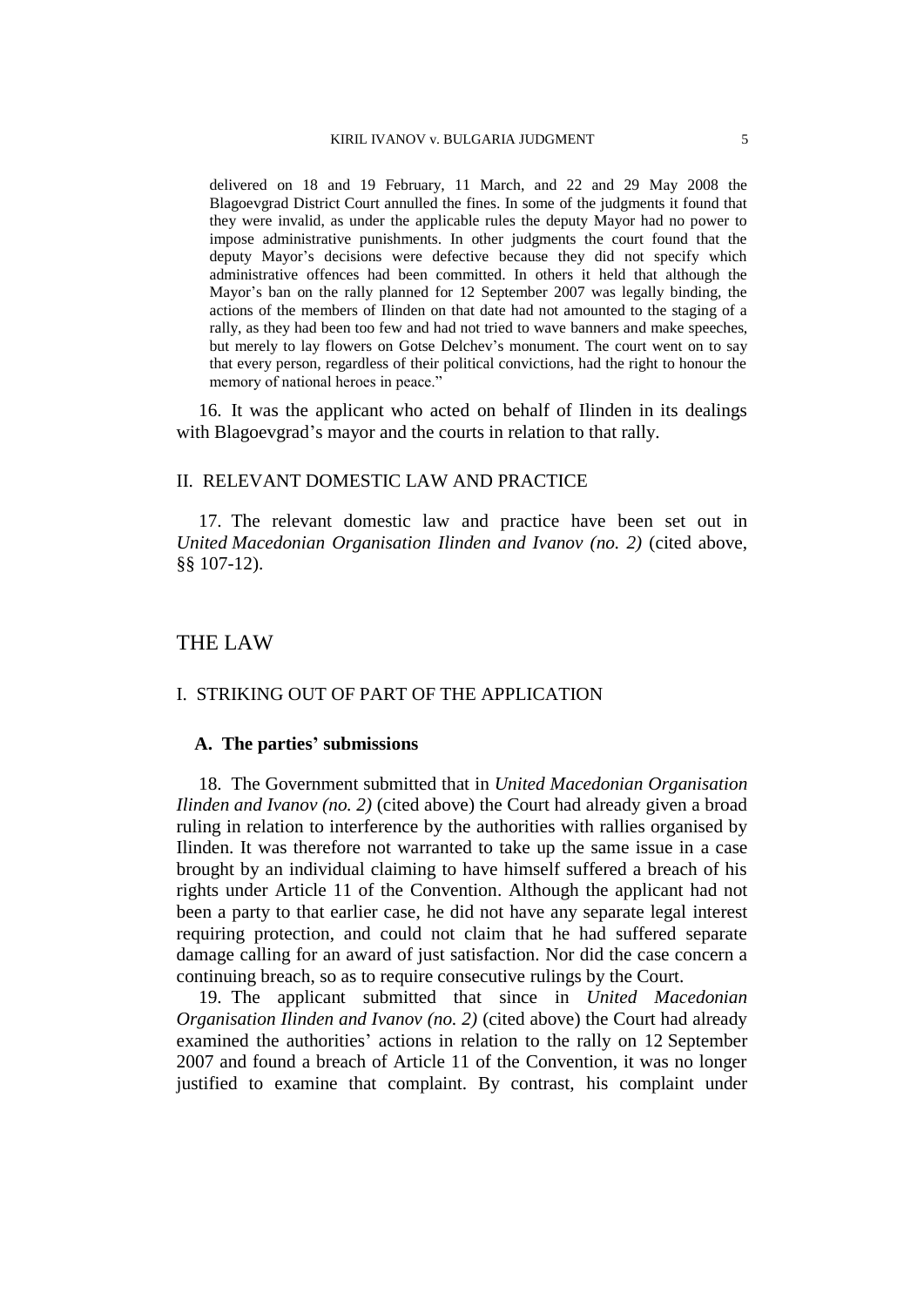delivered on 18 and 19 February, 11 March, and 22 and 29 May 2008 the Blagoevgrad District Court annulled the fines. In some of the judgments it found that they were invalid, as under the applicable rules the deputy Mayor had no power to impose administrative punishments. In other judgments the court found that the deputy Mayor's decisions were defective because they did not specify which administrative offences had been committed. In others it held that although the Mayor's ban on the rally planned for 12 September 2007 was legally binding, the actions of the members of Ilinden on that date had not amounted to the staging of a rally, as they had been too few and had not tried to wave banners and make speeches, but merely to lay flowers on Gotse Delchev's monument. The court went on to say that every person, regardless of their political convictions, had the right to honour the memory of national heroes in peace."

16. It was the applicant who acted on behalf of Ilinden in its dealings with Blagoevgrad's mayor and the courts in relation to that rally.

## II. RELEVANT DOMESTIC LAW AND PRACTICE

17. The relevant domestic law and practice have been set out in *United Macedonian Organisation Ilinden and Ivanov (no. 2)* (cited above, §§ 107-12).

# THE LAW

## I. STRIKING OUT OF PART OF THE APPLICATION

### A. The parties' submissions

18. The Government submitted that in *United Macedonian Organisation Ilinden and Ivanov (no. 2)* (cited above) the Court had already given a broad ruling in relation to interference by the authorities with rallies organised by Ilinden. It was therefore not warranted to take up the same issue in a case brought by an individual claiming to have himself suffered a breach of his rights under Article 11 of the Convention. Although the applicant had not been a party to that earlier case, he did not have any separate legal interest requiring protection, and could not claim that he had suffered separate damage calling for an award of just satisfaction. Nor did the case concern a continuing breach, so as to require consecutive rulings by the Court.

19. The applicant submitted that since in *United Macedonian Organisation Ilinden and Ivanov (no. 2)* (cited above) the Court had already examined the authorities' actions in relation to the rally on 12 September 2007 and found a breach of Article 11 of the Convention, it was no longer justified to examine that complaint. By contrast, his complaint under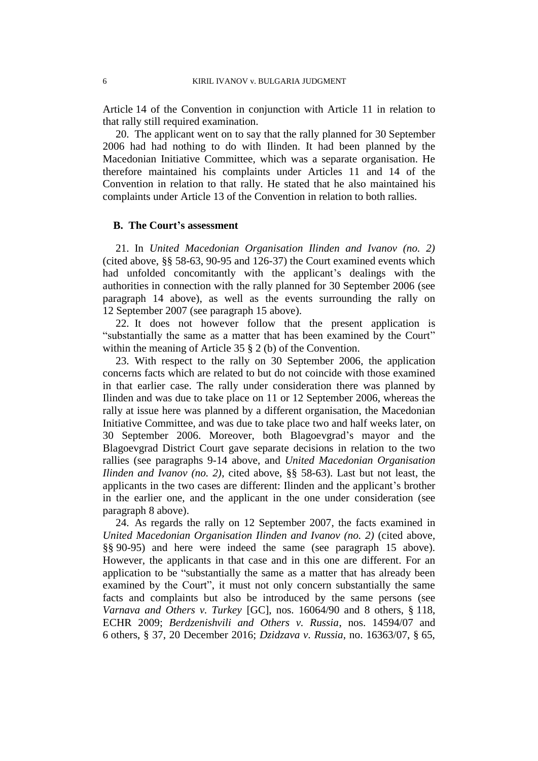Article 14 of the Convention in conjunction with Article 11 in relation to that rally still required examination.

20. The applicant went on to say that the rally planned for 30 September 2006 had had nothing to do with Ilinden. It had been planned by the Macedonian Initiative Committee, which was a separate organisation. He therefore maintained his complaints under Articles 11 and 14 of the Convention in relation to that rally. He stated that he also maintained his complaints under Article 13 of the Convention in relation to both rallies.

## B. The Court's assessment

21. In *United Macedonian Organisation Ilinden and Ivanov (no. 2)* (cited above, §§ 58-63, 90-95 and 126-37) the Court examined events which had unfolded concomitantly with the applicant's dealings with the authorities in connection with the rally planned for 30 September 2006 (see paragraph 14 above), as well as the events surrounding the rally on 12 September 2007 (see paragraph 15 above).

22. It does not however follow that the present application is "substantially the same as a matter that has been examined by the Court" within the meaning of Article 35 § 2 (b) of the Convention.

23. With respect to the rally on 30 September 2006, the application concerns facts which are related to but do not coincide with those examined in that earlier case. The rally under consideration there was planned by Ilinden and was due to take place on 11 or 12 September 2006, whereas the rally at issue here was planned by a different organisation, the Macedonian Initiative Committee, and was due to take place two and half weeks later, on 30 September 2006. Moreover, both Blagoevgrad's mayor and the Blagoevgrad District Court gave separate decisions in relation to the two rallies (see paragraphs 9-14 above, and *United Macedonian Organisation Ilinden and Ivanov (no. 2)*, cited above, §§ 58-63). Last but not least, the applicants in the two cases are different: Ilinden and the applicant's brother in the earlier one, and the applicant in the one under consideration (see paragraph 8 above).

24. As regards the rally on 12 September 2007, the facts examined in *United Macedonian Organisation Ilinden and Ivanov (no. 2)* (cited above, §§ 90-95) and here were indeed the same (see paragraph 15 above). However, the applicants in that case and in this one are different. For an application to be "substantially the same as a matter that has already been examined by the Court", it must not only concern substantially the same facts and complaints but also be introduced by the same persons (see *Varnava and Others v. Turkey* [GC], nos. 16064/90 and 8 others, § 118, ECHR 2009; *Berdzenishvili and Others v. Russia*, nos. 14594/07 and 6 others, § 37, 20 December 2016; *Dzidzava v. Russia*, no. 16363/07, § 65,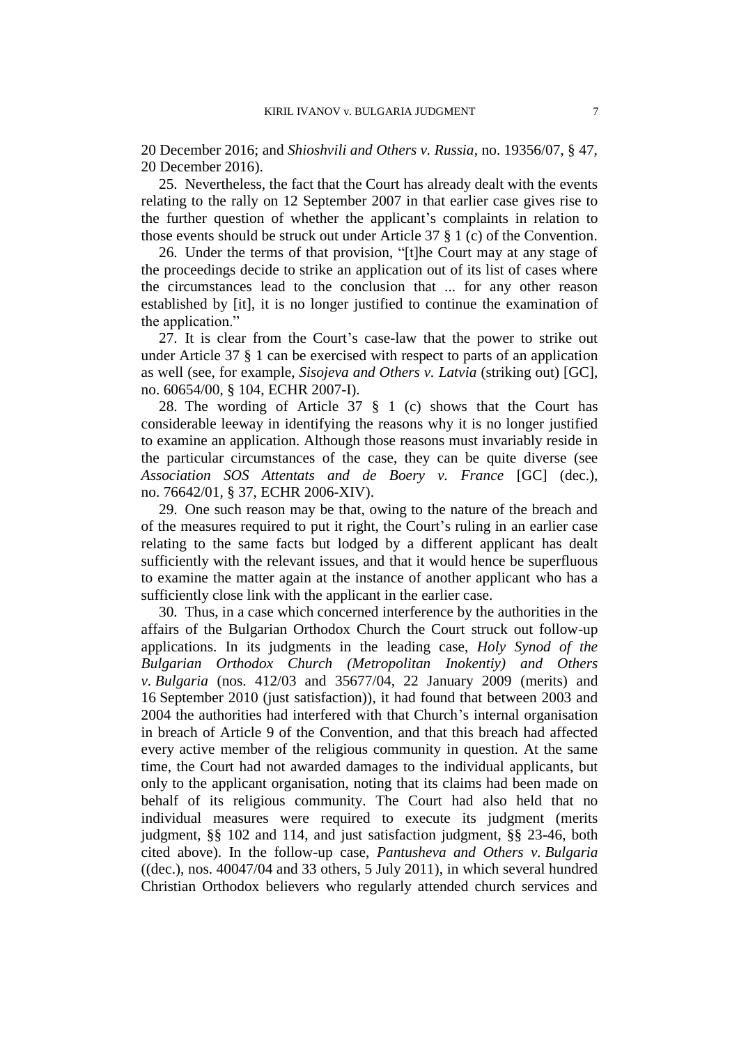20 December 2016; and *Shioshvili and Others v. Russia*, no. 19356/07, § 47, 20 December 2016).

25. Nevertheless, the fact that the Court has already dealt with the events relating to the rally on 12 September 2007 in that earlier case gives rise to the further question of whether the applicant's complaints in relation to those events should be struck out under Article 37 § 1 (c) of the Convention.

26. Under the terms of that provision, "[t]he Court may at any stage of the proceedings decide to strike an application out of its list of cases where the circumstances lead to the conclusion that ... for any other reason established by [it], it is no longer justified to continue the examination of the application."

27. It is clear from the Court's case-law that the power to strike out under Article 37 § 1 can be exercised with respect to parts of an application as well (see, for example, *Sisojeva and Others v. Latvia* (striking out) [GC], no. 60654/00, § 104, ECHR 2007-I).

28. The wording of Article 37 § 1 (c) shows that the Court has considerable leeway in identifying the reasons why it is no longer justified to examine an application. Although those reasons must invariably reside in the particular circumstances of the case, they can be quite diverse (see *Association SOS Attentats and de Boery v. France* [GC] (dec.), no. 76642/01, § 37, ECHR 2006-XIV).

29. One such reason may be that, owing to the nature of the breach and of the measures required to put it right, the Court's ruling in an earlier case relating to the same facts but lodged by a different applicant has dealt sufficiently with the relevant issues, and that it would hence be superfluous to examine the matter again at the instance of another applicant who has a sufficiently close link with the applicant in the earlier case.

30. Thus, in a case which concerned interference by the authorities in the affairs of the Bulgarian Orthodox Church the Court struck out follow-up applications. In its judgments in the leading case, *Holy Synod of the Bulgarian Orthodox Church (Metropolitan Inokentiy) and Others v. Bulgaria* (nos. 412/03 and 35677/04, 22 January 2009 (merits) and 16 September 2010 (just satisfaction)), it had found that between 2003 and 2004 the authorities had interfered with that Church's internal organisation in breach of Article 9 of the Convention, and that this breach had affected every active member of the religious community in question. At the same time, the Court had not awarded damages to the individual applicants, but only to the applicant organisation, noting that its claims had been made on behalf of its religious community. The Court had also held that no individual measures were required to execute its judgment (merits judgment, §§ 102 and 114, and just satisfaction judgment, §§ 23-46, both cited above). In the follow-up case, *Pantusheva and Others v. Bulgaria* ((dec.), nos. 40047/04 and 33 others, 5 July 2011), in which several hundred Christian Orthodox believers who regularly attended church services and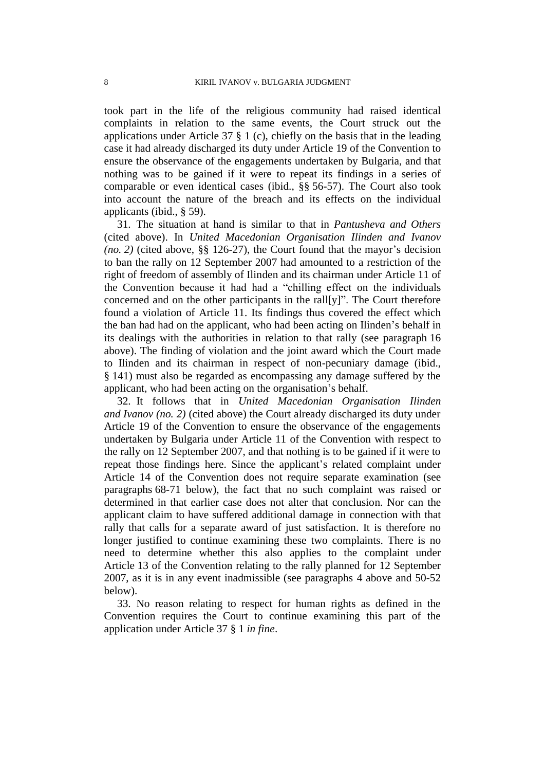took part in the life of the religious community had raised identical complaints in relation to the same events, the Court struck out the applications under Article 37 § 1 (c), chiefly on the basis that in the leading case it had already discharged its duty under Article 19 of the Convention to ensure the observance of the engagements undertaken by Bulgaria, and that nothing was to be gained if it were to repeat its findings in a series of comparable or even identical cases (ibid., §§ 56-57). The Court also took into account the nature of the breach and its effects on the individual applicants (ibid., § 59).

31. The situation at hand is similar to that in *Pantusheva and Others* (cited above). In *United Macedonian Organisation Ilinden and Ivanov (no. 2)* (cited above, §§ 126-27), the Court found that the mayor's decision to ban the rally on 12 September 2007 had amounted to a restriction of the right of freedom of assembly of Ilinden and its chairman under Article 11 of the Convention because it had had a "chilling effect on the individuals concerned and on the other participants in the rall[y]". The Court therefore found a violation of Article 11. Its findings thus covered the effect which the ban had had on the applicant, who had been acting on Ilinden's behalf in its dealings with the authorities in relation to that rally (see paragraph 16 above). The finding of violation and the joint award which the Court made to Ilinden and its chairman in respect of non-pecuniary damage (ibid., § 141) must also be regarded as encompassing any damage suffered by the applicant, who had been acting on the organisation's behalf.

32. It follows that in *United Macedonian Organisation Ilinden and Ivanov (no. 2)* (cited above) the Court already discharged its duty under Article 19 of the Convention to ensure the observance of the engagements undertaken by Bulgaria under Article 11 of the Convention with respect to the rally on 12 September 2007, and that nothing is to be gained if it were to repeat those findings here. Since the applicant's related complaint under Article 14 of the Convention does not require separate examination (see paragraphs 68-71 below), the fact that no such complaint was raised or determined in that earlier case does not alter that conclusion. Nor can the applicant claim to have suffered additional damage in connection with that rally that calls for a separate award of just satisfaction. It is therefore no longer justified to continue examining these two complaints. There is no need to determine whether this also applies to the complaint under Article 13 of the Convention relating to the rally planned for 12 September 2007, as it is in any event inadmissible (see paragraphs 4 above and 50-52 below).

33. No reason relating to respect for human rights as defined in the Convention requires the Court to continue examining this part of the application under Article 37 § 1 *in fine*.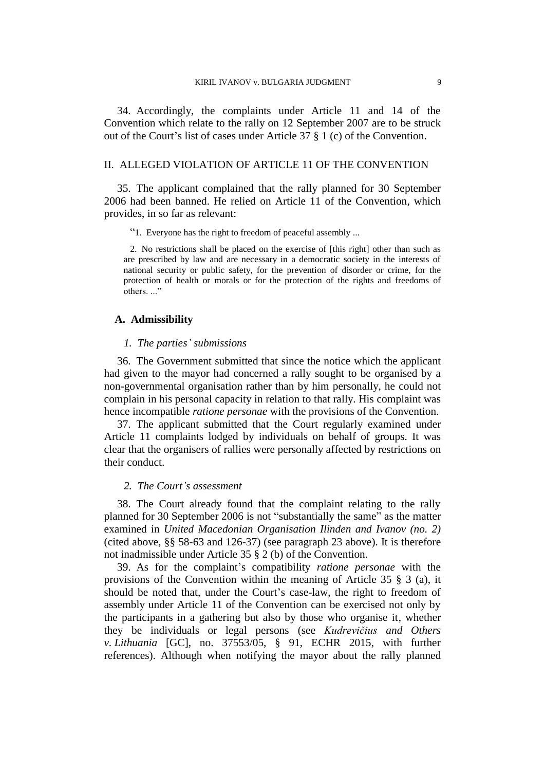34. Accordingly, the complaints under Article 11 and 14 of the Convention which relate to the rally on 12 September 2007 are to be struck out of the Court's list of cases under Article 37 § 1 (c) of the Convention.

## II. ALLEGED VIOLATION OF ARTICLE 11 OF THE CONVENTION

35. The applicant complained that the rally planned for 30 September 2006 had been banned. He relied on Article 11 of the Convention, which provides, in so far as relevant:

> "1. Everyone has the right to freedom of peaceful assembly ...
>
> 2. No restrictions shall be placed on the exercise of [this right] other than such as are prescribed by law and are necessary in a democratic society in the interests of national security or public safety, for the prevention of disorder or crime, for the protection of health or morals or for the protection of the rights and freedoms of others. ..."

### A. Admissibility

#### *1. The parties' submissions*

36. The Government submitted that since the notice which the applicant had given to the mayor had concerned a rally sought to be organised by a non-governmental organisation rather than by him personally, he could not complain in his personal capacity in relation to that rally. His complaint was hence incompatible *ratione personae* with the provisions of the Convention.

37. The applicant submitted that the Court regularly examined under Article 11 complaints lodged by individuals on behalf of groups. It was clear that the organisers of rallies were personally affected by restrictions on their conduct.

#### *2. The Court's assessment*

38. The Court already found that the complaint relating to the rally planned for 30 September 2006 is not "substantially the same" as the matter examined in *United Macedonian Organisation Ilinden and Ivanov (no. 2)* (cited above, §§ 58-63 and 126-37) (see paragraph 23 above). It is therefore not inadmissible under Article 35 § 2 (b) of the Convention.

39. As for the complaint's compatibility *ratione personae* with the provisions of the Convention within the meaning of Article 35 § 3 (a), it should be noted that, under the Court's case-law, the right to freedom of assembly under Article 11 of the Convention can be exercised not only by the participants in a gathering but also by those who organise it, whether they be individuals or legal persons (see *Kudrevičius and Others v. Lithuania* [GC], no. 37553/05, § 91, ECHR 2015, with further references). Although when notifying the mayor about the rally planned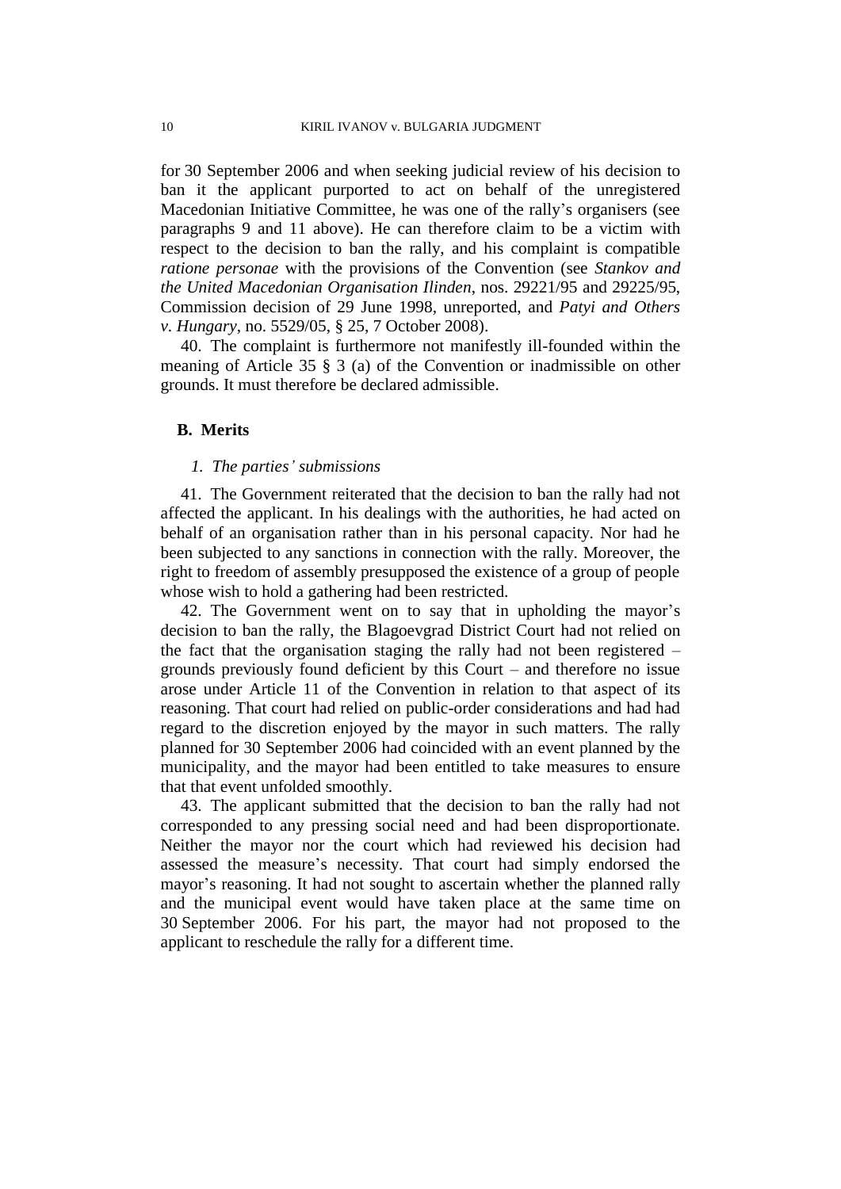for 30 September 2006 and when seeking judicial review of his decision to ban it the applicant purported to act on behalf of the unregistered Macedonian Initiative Committee, he was one of the rally's organisers (see paragraphs 9 and 11 above). He can therefore claim to be a victim with respect to the decision to ban the rally, and his complaint is compatible *ratione personae* with the provisions of the Convention (see *Stankov and the United Macedonian Organisation Ilinden*, nos. 29221/95 and 29225/95, Commission decision of 29 June 1998, unreported, and *Patyi and Others v. Hungary*, no. 5529/05, § 25, 7 October 2008).

40. The complaint is furthermore not manifestly ill-founded within the meaning of Article 35 § 3 (a) of the Convention or inadmissible on other grounds. It must therefore be declared admissible.

### B. Merits

#### *1. The parties' submissions*

41. The Government reiterated that the decision to ban the rally had not affected the applicant. In his dealings with the authorities, he had acted on behalf of an organisation rather than in his personal capacity. Nor had he been subjected to any sanctions in connection with the rally. Moreover, the right to freedom of assembly presupposed the existence of a group of people whose wish to hold a gathering had been restricted.

42. The Government went on to say that in upholding the mayor's decision to ban the rally, the Blagoevgrad District Court had not relied on the fact that the organisation staging the rally had not been registered – grounds previously found deficient by this Court – and therefore no issue arose under Article 11 of the Convention in relation to that aspect of its reasoning. That court had relied on public-order considerations and had had regard to the discretion enjoyed by the mayor in such matters. The rally planned for 30 September 2006 had coincided with an event planned by the municipality, and the mayor had been entitled to take measures to ensure that that event unfolded smoothly.

43. The applicant submitted that the decision to ban the rally had not corresponded to any pressing social need and had been disproportionate. Neither the mayor nor the court which had reviewed his decision had assessed the measure's necessity. That court had simply endorsed the mayor's reasoning. It had not sought to ascertain whether the planned rally and the municipal event would have taken place at the same time on 30 September 2006. For his part, the mayor had not proposed to the applicant to reschedule the rally for a different time.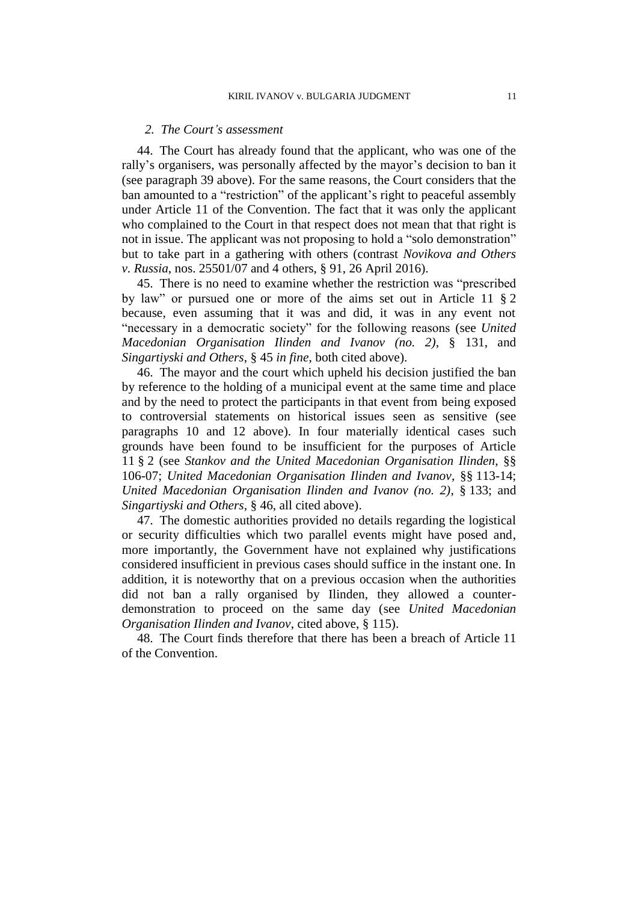*2. The Court's assessment*

44. The Court has already found that the applicant, who was one of the rally's organisers, was personally affected by the mayor's decision to ban it (see paragraph 39 above). For the same reasons, the Court considers that the ban amounted to a "restriction" of the applicant's right to peaceful assembly under Article 11 of the Convention. The fact that it was only the applicant who complained to the Court in that respect does not mean that that right is not in issue. The applicant was not proposing to hold a "solo demonstration" but to take part in a gathering with others (contrast *Novikova and Others v. Russia*, nos. 25501/07 and 4 others, § 91, 26 April 2016).

45. There is no need to examine whether the restriction was "prescribed by law" or pursued one or more of the aims set out in Article 11 § 2 because, even assuming that it was and did, it was in any event not "necessary in a democratic society" for the following reasons (see *United Macedonian Organisation Ilinden and Ivanov (no. 2)*, § 131, and *Singartiyski and Others*, § 45 *in fine*, both cited above).

46. The mayor and the court which upheld his decision justified the ban by reference to the holding of a municipal event at the same time and place and by the need to protect the participants in that event from being exposed to controversial statements on historical issues seen as sensitive (see paragraphs 10 and 12 above). In four materially identical cases such grounds have been found to be insufficient for the purposes of Article 11 § 2 (see *Stankov and the United Macedonian Organisation Ilinden*, §§ 106-07; *United Macedonian Organisation Ilinden and Ivanov*, §§ 113-14; *United Macedonian Organisation Ilinden and Ivanov (no. 2)*, § 133; and *Singartiyski and Others*, § 46, all cited above).

47. The domestic authorities provided no details regarding the logistical or security difficulties which two parallel events might have posed and, more importantly, the Government have not explained why justifications considered insufficient in previous cases should suffice in the instant one. In addition, it is noteworthy that on a previous occasion when the authorities did not ban a rally organised by Ilinden, they allowed a counter-demonstration to proceed on the same day (see *United Macedonian Organisation Ilinden and Ivanov*, cited above, § 115).

48. The Court finds therefore that there has been a breach of Article 11 of the Convention.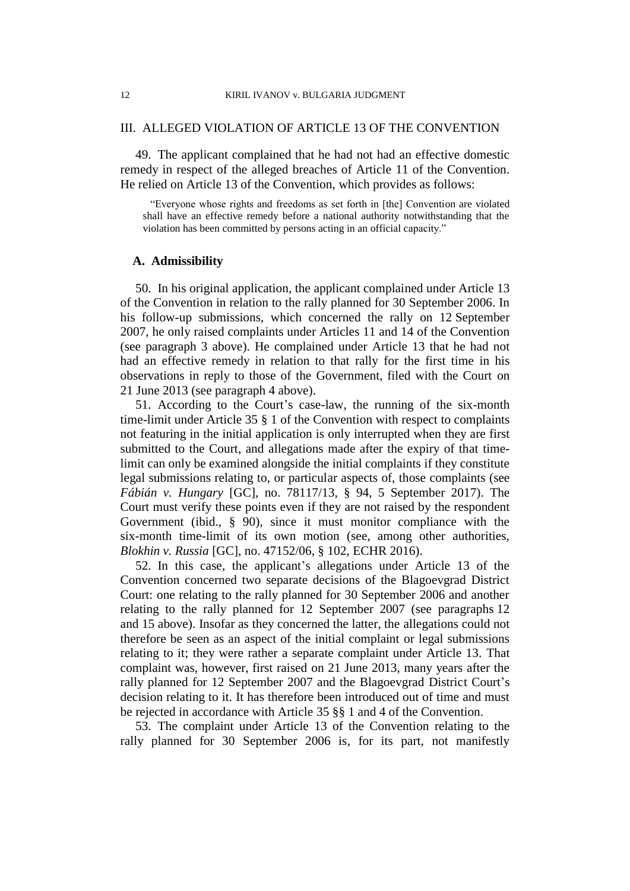## III. ALLEGED VIOLATION OF ARTICLE 13 OF THE CONVENTION

49. The applicant complained that he had not had an effective domestic remedy in respect of the alleged breaches of Article 11 of the Convention. He relied on Article 13 of the Convention, which provides as follows:

> "Everyone whose rights and freedoms as set forth in [the] Convention are violated shall have an effective remedy before a national authority notwithstanding that the violation has been committed by persons acting in an official capacity."

### A. Admissibility

50. In his original application, the applicant complained under Article 13 of the Convention in relation to the rally planned for 30 September 2006. In his follow-up submissions, which concerned the rally on 12 September 2007, he only raised complaints under Articles 11 and 14 of the Convention (see paragraph 3 above). He complained under Article 13 that he had not had an effective remedy in relation to that rally for the first time in his observations in reply to those of the Government, filed with the Court on 21 June 2013 (see paragraph 4 above).

51. According to the Court's case-law, the running of the six-month time-limit under Article 35 § 1 of the Convention with respect to complaints not featuring in the initial application is only interrupted when they are first submitted to the Court, and allegations made after the expiry of that time-limit can only be examined alongside the initial complaints if they constitute legal submissions relating to, or particular aspects of, those complaints (see *Fábián v. Hungary* [GC], no. 78117/13, § 94, 5 September 2017). The Court must verify these points even if they are not raised by the respondent Government (ibid., § 90), since it must monitor compliance with the six-month time-limit of its own motion (see, among other authorities, *Blokhin v. Russia* [GC], no. 47152/06, § 102, ECHR 2016).

52. In this case, the applicant's allegations under Article 13 of the Convention concerned two separate decisions of the Blagoevgrad District Court: one relating to the rally planned for 30 September 2006 and another relating to the rally planned for 12 September 2007 (see paragraphs 12 and 15 above). Insofar as they concerned the latter, the allegations could not therefore be seen as an aspect of the initial complaint or legal submissions relating to it; they were rather a separate complaint under Article 13. That complaint was, however, first raised on 21 June 2013, many years after the rally planned for 12 September 2007 and the Blagoevgrad District Court's decision relating to it. It has therefore been introduced out of time and must be rejected in accordance with Article 35 §§ 1 and 4 of the Convention.

53. The complaint under Article 13 of the Convention relating to the rally planned for 30 September 2006 is, for its part, not manifestly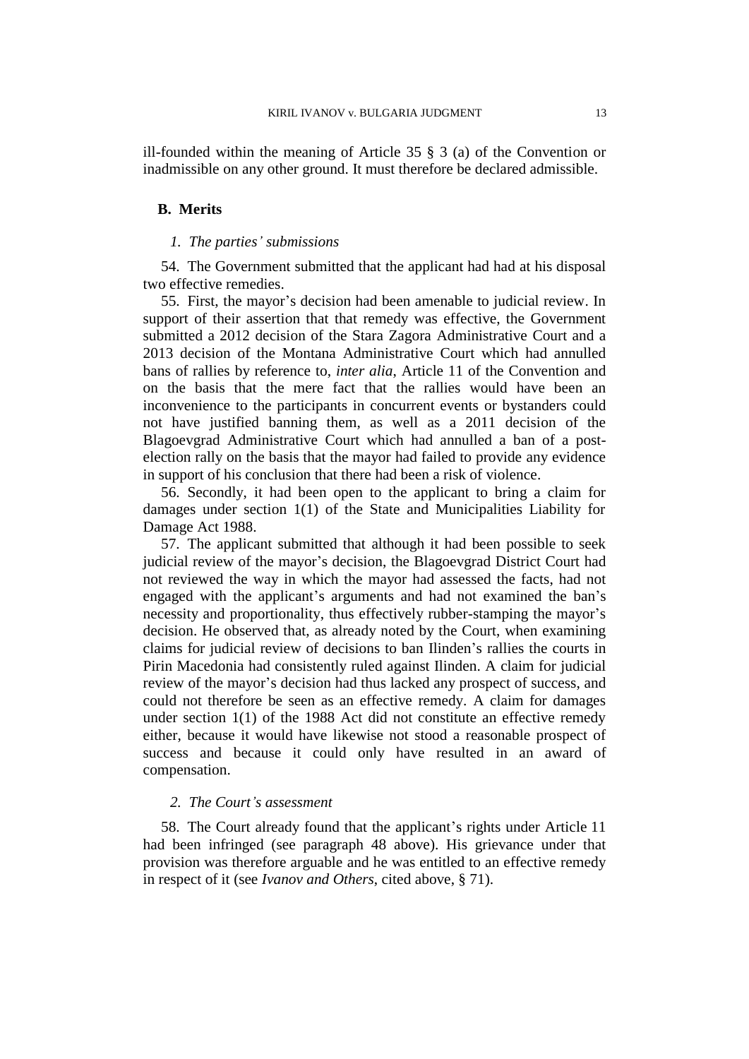ill-founded within the meaning of Article 35 § 3 (a) of the Convention or inadmissible on any other ground. It must therefore be declared admissible.

## B. Merits

### *1. The parties' submissions*

54. The Government submitted that the applicant had had at his disposal two effective remedies.

55. First, the mayor's decision had been amenable to judicial review. In support of their assertion that that remedy was effective, the Government submitted a 2012 decision of the Stara Zagora Administrative Court and a 2013 decision of the Montana Administrative Court which had annulled bans of rallies by reference to, *inter alia*, Article 11 of the Convention and on the basis that the mere fact that the rallies would have been an inconvenience to the participants in concurrent events or bystanders could not have justified banning them, as well as a 2011 decision of the Blagoevgrad Administrative Court which had annulled a ban of a post-election rally on the basis that the mayor had failed to provide any evidence in support of his conclusion that there had been a risk of violence.

56. Secondly, it had been open to the applicant to bring a claim for damages under section 1(1) of the State and Municipalities Liability for Damage Act 1988.

57. The applicant submitted that although it had been possible to seek judicial review of the mayor's decision, the Blagoevgrad District Court had not reviewed the way in which the mayor had assessed the facts, had not engaged with the applicant's arguments and had not examined the ban's necessity and proportionality, thus effectively rubber-stamping the mayor's decision. He observed that, as already noted by the Court, when examining claims for judicial review of decisions to ban Ilinden's rallies the courts in Pirin Macedonia had consistently ruled against Ilinden. A claim for judicial review of the mayor's decision had thus lacked any prospect of success, and could not therefore be seen as an effective remedy. A claim for damages under section 1(1) of the 1988 Act did not constitute an effective remedy either, because it would have likewise not stood a reasonable prospect of success and because it could only have resulted in an award of compensation.

### *2. The Court's assessment*

58. The Court already found that the applicant's rights under Article 11 had been infringed (see paragraph 48 above). His grievance under that provision was therefore arguable and he was entitled to an effective remedy in respect of it (see *Ivanov and Others*, cited above, § 71).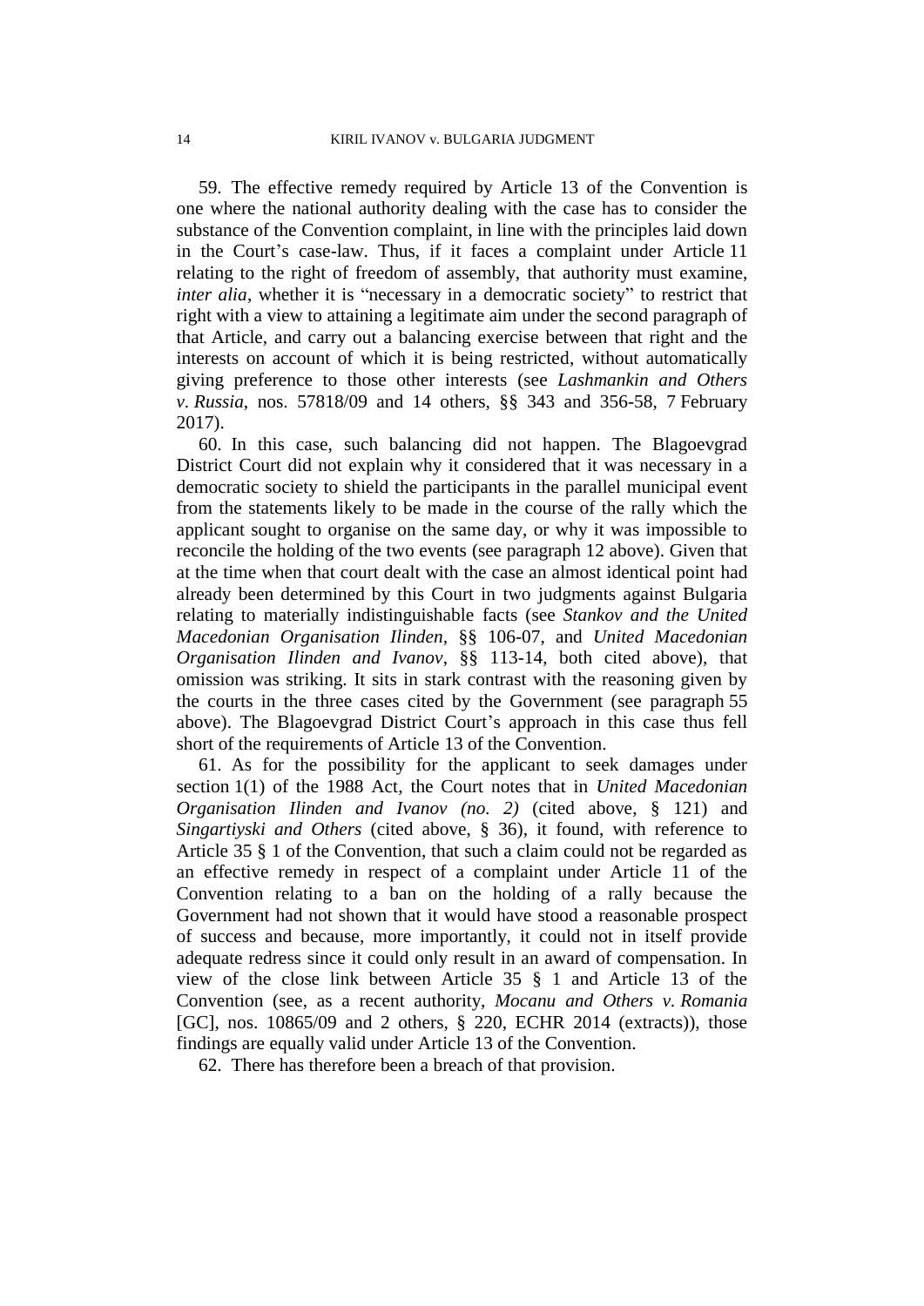59. The effective remedy required by Article 13 of the Convention is one where the national authority dealing with the case has to consider the substance of the Convention complaint, in line with the principles laid down in the Court's case-law. Thus, if it faces a complaint under Article 11 relating to the right of freedom of assembly, that authority must examine, *inter alia*, whether it is "necessary in a democratic society" to restrict that right with a view to attaining a legitimate aim under the second paragraph of that Article, and carry out a balancing exercise between that right and the interests on account of which it is being restricted, without automatically giving preference to those other interests (see *Lashmankin and Others v. Russia*, nos. 57818/09 and 14 others, §§ 343 and 356-58, 7 February 2017).

60. In this case, such balancing did not happen. The Blagoevgrad District Court did not explain why it considered that it was necessary in a democratic society to shield the participants in the parallel municipal event from the statements likely to be made in the course of the rally which the applicant sought to organise on the same day, or why it was impossible to reconcile the holding of the two events (see paragraph 12 above). Given that at the time when that court dealt with the case an almost identical point had already been determined by this Court in two judgments against Bulgaria relating to materially indistinguishable facts (see *Stankov and the United Macedonian Organisation Ilinden*, §§ 106-07, and *United Macedonian Organisation Ilinden and Ivanov*, §§ 113-14, both cited above), that omission was striking. It sits in stark contrast with the reasoning given by the courts in the three cases cited by the Government (see paragraph 55 above). The Blagoevgrad District Court's approach in this case thus fell short of the requirements of Article 13 of the Convention.

61. As for the possibility for the applicant to seek damages under section 1(1) of the 1988 Act, the Court notes that in *United Macedonian Organisation Ilinden and Ivanov (no. 2)* (cited above, § 121) and *Singartiyski and Others* (cited above, § 36), it found, with reference to Article 35 § 1 of the Convention, that such a claim could not be regarded as an effective remedy in respect of a complaint under Article 11 of the Convention relating to a ban on the holding of a rally because the Government had not shown that it would have stood a reasonable prospect of success and because, more importantly, it could not in itself provide adequate redress since it could only result in an award of compensation. In view of the close link between Article 35 § 1 and Article 13 of the Convention (see, as a recent authority, *Mocanu and Others v. Romania* [GC], nos. 10865/09 and 2 others, § 220, ECHR 2014 (extracts)), those findings are equally valid under Article 13 of the Convention.

62. There has therefore been a breach of that provision.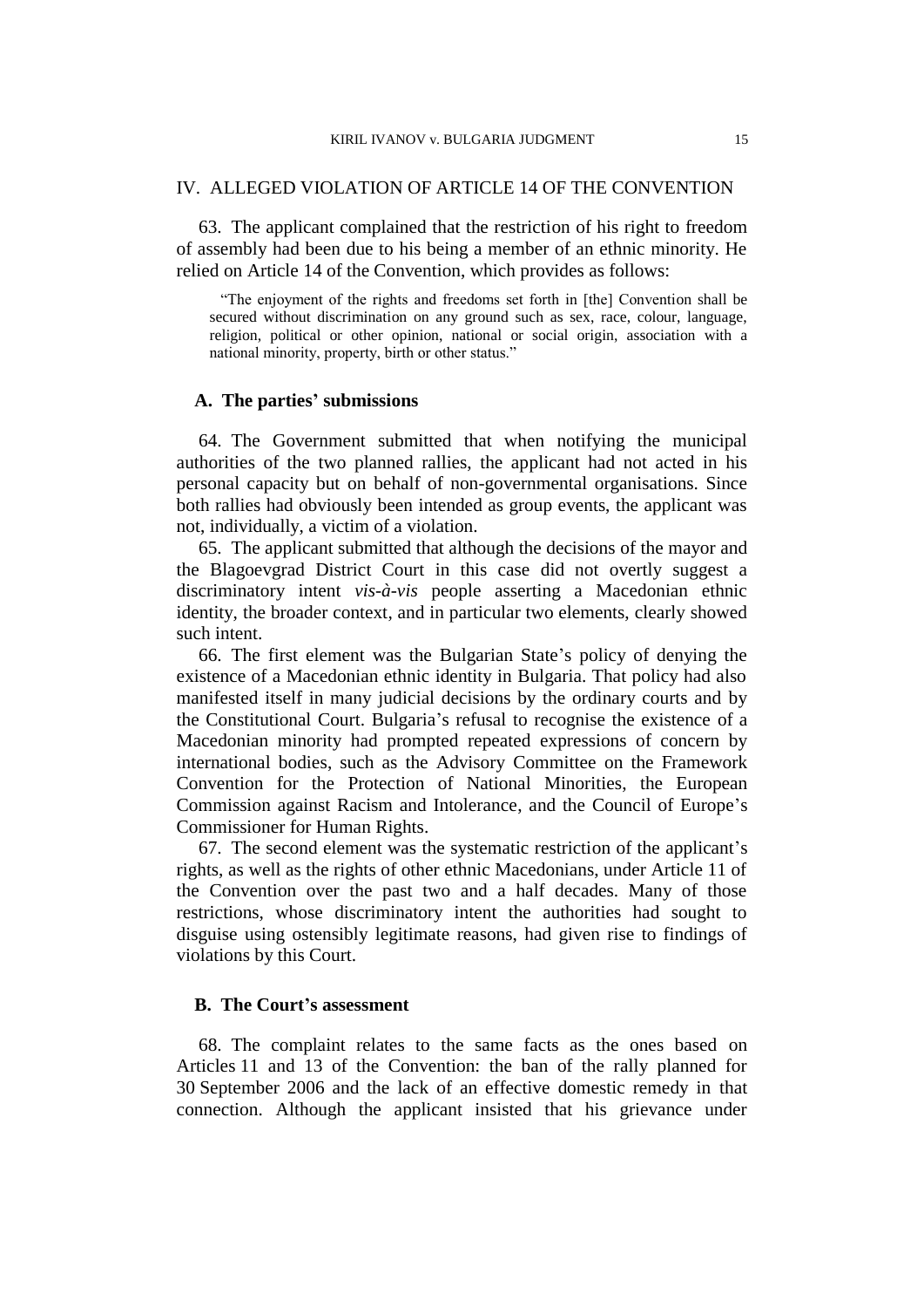## IV. ALLEGED VIOLATION OF ARTICLE 14 OF THE CONVENTION

63. The applicant complained that the restriction of his right to freedom of assembly had been due to his being a member of an ethnic minority. He relied on Article 14 of the Convention, which provides as follows:

> "The enjoyment of the rights and freedoms set forth in [the] Convention shall be secured without discrimination on any ground such as sex, race, colour, language, religion, political or other opinion, national or social origin, association with a national minority, property, birth or other status."

### A. The parties' submissions

64. The Government submitted that when notifying the municipal authorities of the two planned rallies, the applicant had not acted in his personal capacity but on behalf of non-governmental organisations. Since both rallies had obviously been intended as group events, the applicant was not, individually, a victim of a violation.

65. The applicant submitted that although the decisions of the mayor and the Blagoevgrad District Court in this case did not overtly suggest a discriminatory intent *vis-à-vis* people asserting a Macedonian ethnic identity, the broader context, and in particular two elements, clearly showed such intent.

66. The first element was the Bulgarian State's policy of denying the existence of a Macedonian ethnic identity in Bulgaria. That policy had also manifested itself in many judicial decisions by the ordinary courts and by the Constitutional Court. Bulgaria's refusal to recognise the existence of a Macedonian minority had prompted repeated expressions of concern by international bodies, such as the Advisory Committee on the Framework Convention for the Protection of National Minorities, the European Commission against Racism and Intolerance, and the Council of Europe's Commissioner for Human Rights.

67. The second element was the systematic restriction of the applicant's rights, as well as the rights of other ethnic Macedonians, under Article 11 of the Convention over the past two and a half decades. Many of those restrictions, whose discriminatory intent the authorities had sought to disguise using ostensibly legitimate reasons, had given rise to findings of violations by this Court.

### B. The Court's assessment

68. The complaint relates to the same facts as the ones based on Articles 11 and 13 of the Convention: the ban of the rally planned for 30 September 2006 and the lack of an effective domestic remedy in that connection. Although the applicant insisted that his grievance under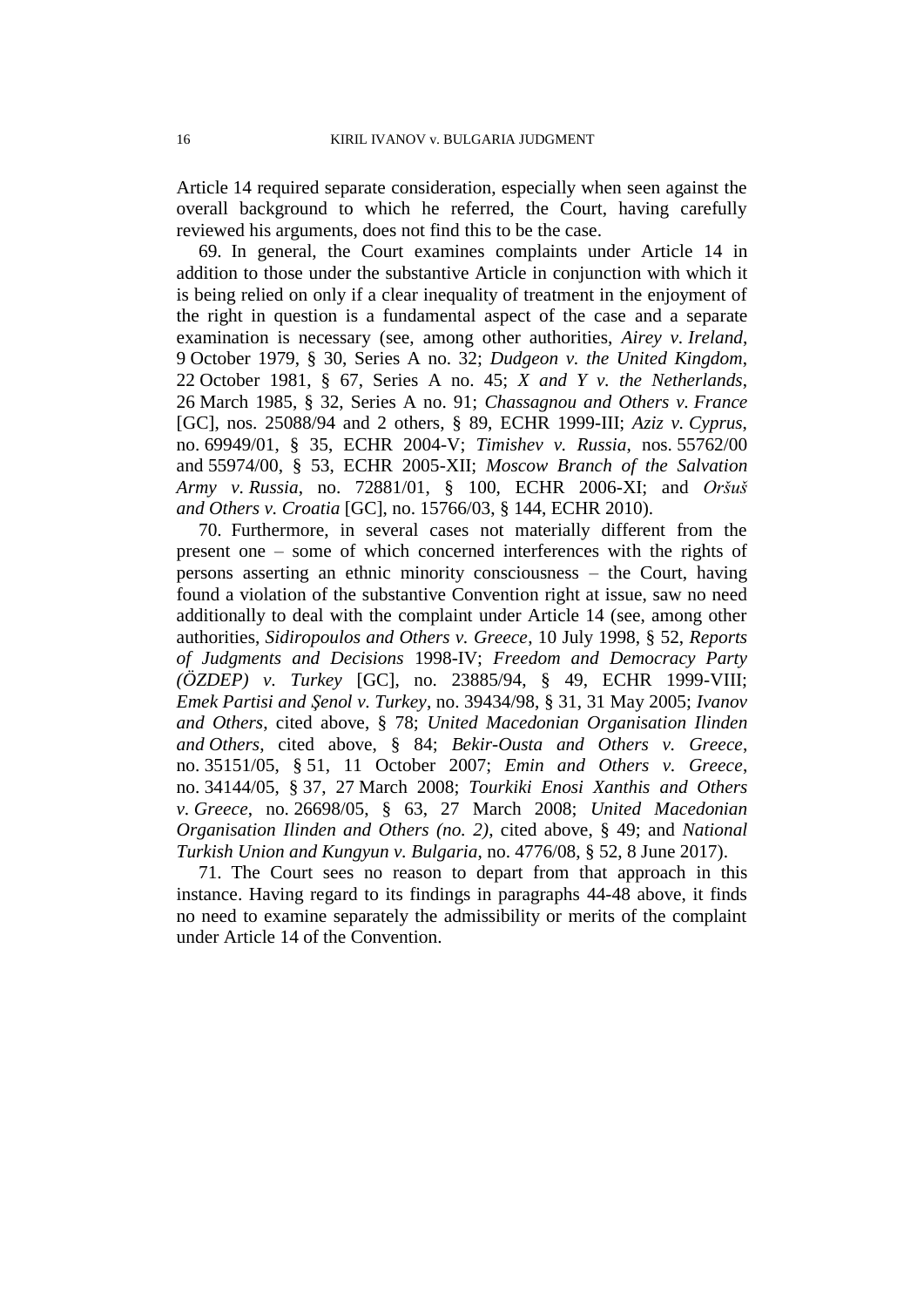Article 14 required separate consideration, especially when seen against the overall background to which he referred, the Court, having carefully reviewed his arguments, does not find this to be the case.

69. In general, the Court examines complaints under Article 14 in addition to those under the substantive Article in conjunction with which it is being relied on only if a clear inequality of treatment in the enjoyment of the right in question is a fundamental aspect of the case and a separate examination is necessary (see, among other authorities, *Airey v. Ireland*, 9 October 1979, § 30, Series A no. 32; *Dudgeon v. the United Kingdom*, 22 October 1981, § 67, Series A no. 45; *X and Y v. the Netherlands*, 26 March 1985, § 32, Series A no. 91; *Chassagnou and Others v. France* [GC], nos. 25088/94 and 2 others, § 89, ECHR 1999-III; *Aziz v. Cyprus*, no. 69949/01, § 35, ECHR 2004-V; *Timishev v. Russia*, nos. 55762/00 and 55974/00, § 53, ECHR 2005-XII; *Moscow Branch of the Salvation Army v. Russia*, no. 72881/01, § 100, ECHR 2006-XI; and *Oršuš and Others v. Croatia* [GC], no. 15766/03, § 144, ECHR 2010).

70. Furthermore, in several cases not materially different from the present one – some of which concerned interferences with the rights of persons asserting an ethnic minority consciousness – the Court, having found a violation of the substantive Convention right at issue, saw no need additionally to deal with the complaint under Article 14 (see, among other authorities, *Sidiropoulos and Others v. Greece*, 10 July 1998, § 52, *Reports of Judgments and Decisions* 1998-IV; *Freedom and Democracy Party (ÖZDEP) v. Turkey* [GC], no. 23885/94, § 49, ECHR 1999-VIII; *Emek Partisi and Şenol v. Turkey*, no. 39434/98, § 31, 31 May 2005; *Ivanov and Others*, cited above, § 78; *United Macedonian Organisation Ilinden and Others*, cited above, § 84; *Bekir-Ousta and Others v. Greece*, no. 35151/05, § 51, 11 October 2007; *Emin and Others v. Greece*, no. 34144/05, § 37, 27 March 2008; *Tourkiki Enosi Xanthis and Others v. Greece*, no. 26698/05, § 63, 27 March 2008; *United Macedonian Organisation Ilinden and Others (no. 2)*, cited above, § 49; and *National Turkish Union and Kungyun v. Bulgaria*, no. 4776/08, § 52, 8 June 2017).

71. The Court sees no reason to depart from that approach in this instance. Having regard to its findings in paragraphs 44-48 above, it finds no need to examine separately the admissibility or merits of the complaint under Article 14 of the Convention.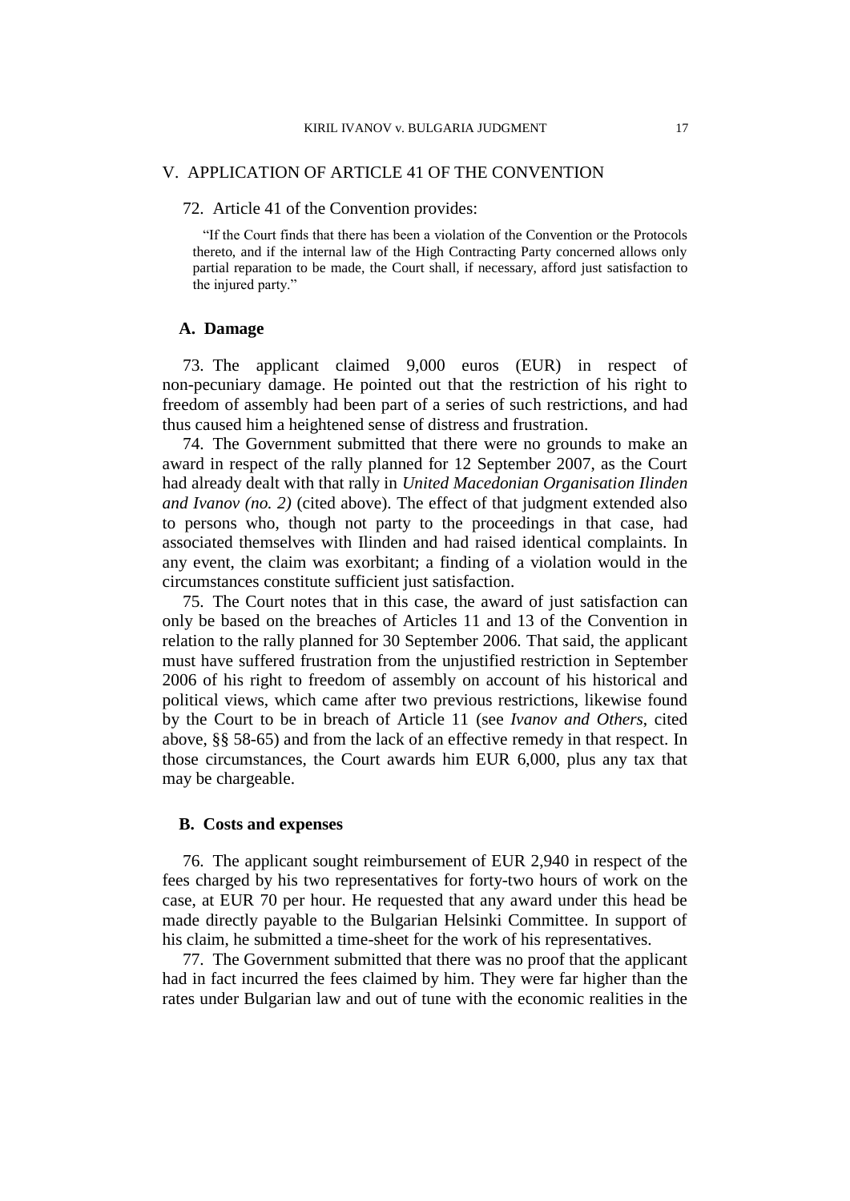## V. APPLICATION OF ARTICLE 41 OF THE CONVENTION

72. Article 41 of the Convention provides:

> "If the Court finds that there has been a violation of the Convention or the Protocols thereto, and if the internal law of the High Contracting Party concerned allows only partial reparation to be made, the Court shall, if necessary, afford just satisfaction to the injured party."

### A. Damage

73. The applicant claimed 9,000 euros (EUR) in respect of non-pecuniary damage. He pointed out that the restriction of his right to freedom of assembly had been part of a series of such restrictions, and had thus caused him a heightened sense of distress and frustration.

74. The Government submitted that there were no grounds to make an award in respect of the rally planned for 12 September 2007, as the Court had already dealt with that rally in *United Macedonian Organisation Ilinden and Ivanov (no. 2)* (cited above). The effect of that judgment extended also to persons who, though not party to the proceedings in that case, had associated themselves with Ilinden and had raised identical complaints. In any event, the claim was exorbitant; a finding of a violation would in the circumstances constitute sufficient just satisfaction.

75. The Court notes that in this case, the award of just satisfaction can only be based on the breaches of Articles 11 and 13 of the Convention in relation to the rally planned for 30 September 2006. That said, the applicant must have suffered frustration from the unjustified restriction in September 2006 of his right to freedom of assembly on account of his historical and political views, which came after two previous restrictions, likewise found by the Court to be in breach of Article 11 (see *Ivanov and Others*, cited above, §§ 58-65) and from the lack of an effective remedy in that respect. In those circumstances, the Court awards him EUR 6,000, plus any tax that may be chargeable.

### B. Costs and expenses

76. The applicant sought reimbursement of EUR 2,940 in respect of the fees charged by his two representatives for forty-two hours of work on the case, at EUR 70 per hour. He requested that any award under this head be made directly payable to the Bulgarian Helsinki Committee. In support of his claim, he submitted a time-sheet for the work of his representatives.

77. The Government submitted that there was no proof that the applicant had in fact incurred the fees claimed by him. They were far higher than the rates under Bulgarian law and out of tune with the economic realities in the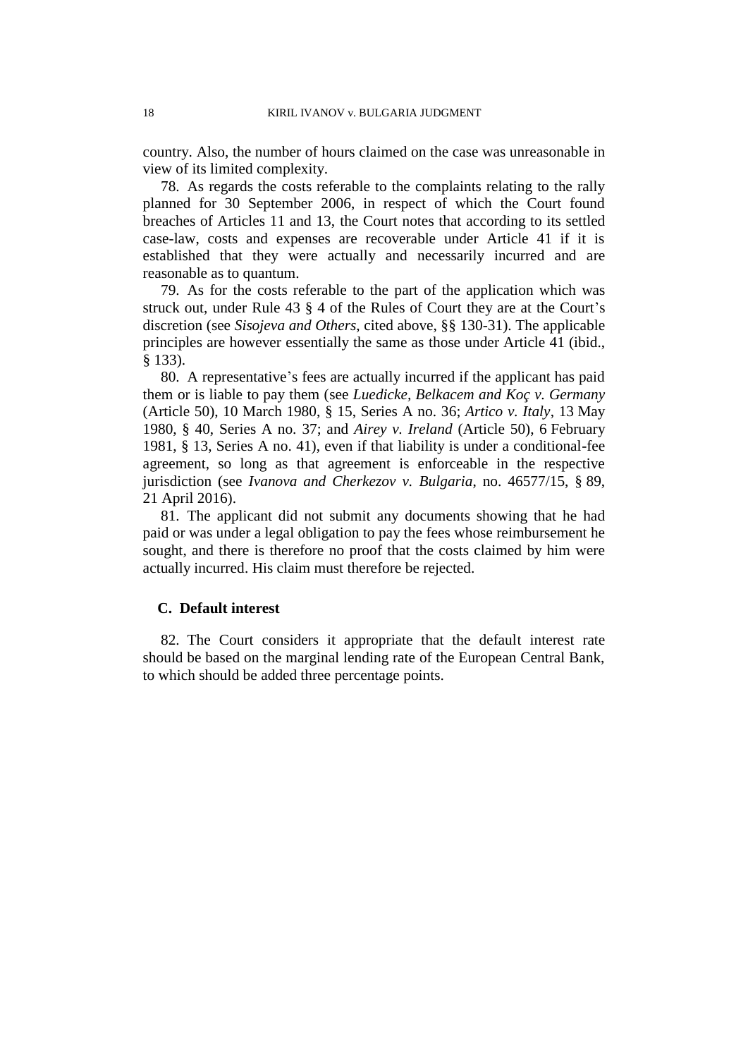country. Also, the number of hours claimed on the case was unreasonable in view of its limited complexity.

78. As regards the costs referable to the complaints relating to the rally planned for 30 September 2006, in respect of which the Court found breaches of Articles 11 and 13, the Court notes that according to its settled case-law, costs and expenses are recoverable under Article 41 if it is established that they were actually and necessarily incurred and are reasonable as to quantum.

79. As for the costs referable to the part of the application which was struck out, under Rule 43 § 4 of the Rules of Court they are at the Court's discretion (see *Sisojeva and Others*, cited above, §§ 130-31). The applicable principles are however essentially the same as those under Article 41 (ibid., § 133).

80. A representative's fees are actually incurred if the applicant has paid them or is liable to pay them (see *Luedicke, Belkacem and Koç v. Germany* (Article 50), 10 March 1980, § 15, Series A no. 36; *Artico v. Italy*, 13 May 1980, § 40, Series A no. 37; and *Airey v. Ireland* (Article 50), 6 February 1981, § 13, Series A no. 41), even if that liability is under a conditional-fee agreement, so long as that agreement is enforceable in the respective jurisdiction (see *Ivanova and Cherkezov v. Bulgaria*, no. 46577/15, § 89, 21 April 2016).

81. The applicant did not submit any documents showing that he had paid or was under a legal obligation to pay the fees whose reimbursement he sought, and there is therefore no proof that the costs claimed by him were actually incurred. His claim must therefore be rejected.

## C. Default interest

82. The Court considers it appropriate that the default interest rate should be based on the marginal lending rate of the European Central Bank, to which should be added three percentage points.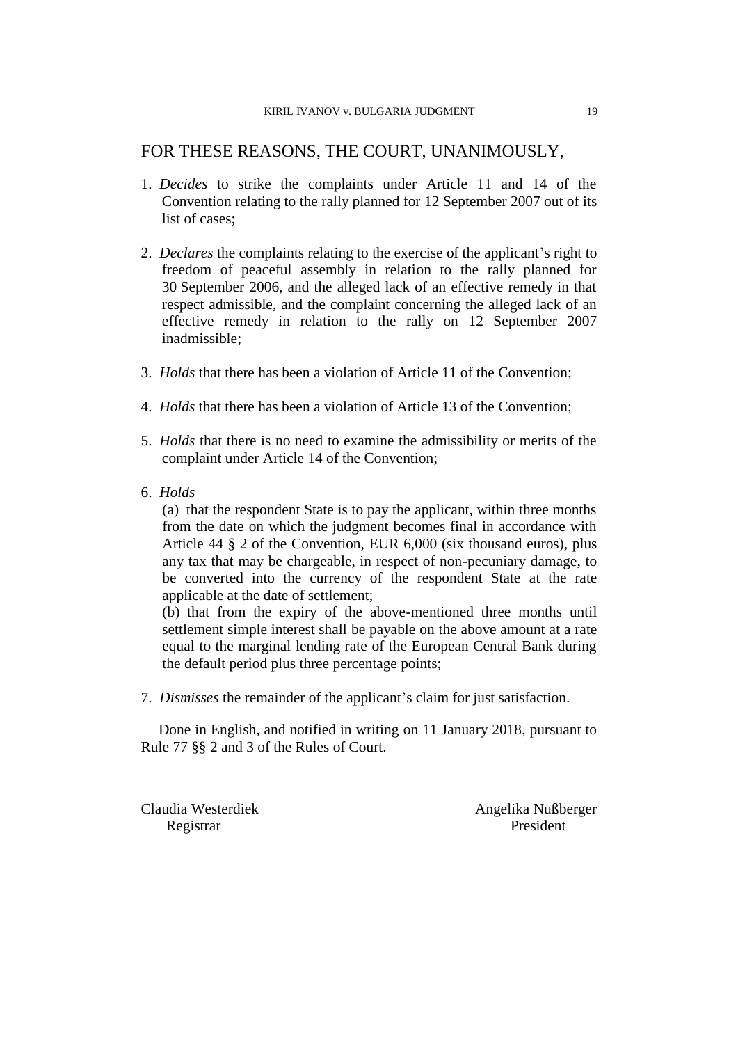FOR THESE REASONS, THE COURT, UNANIMOUSLY,

1. *Decides* to strike the complaints under Article 11 and 14 of the Convention relating to the rally planned for 12 September 2007 out of its list of cases;

2. *Declares* the complaints relating to the exercise of the applicant's right to freedom of peaceful assembly in relation to the rally planned for 30 September 2006, and the alleged lack of an effective remedy in that respect admissible, and the complaint concerning the alleged lack of an effective remedy in relation to the rally on 12 September 2007 inadmissible;

3. *Holds* that there has been a violation of Article 11 of the Convention;

4. *Holds* that there has been a violation of Article 13 of the Convention;

5. *Holds* that there is no need to examine the admissibility or merits of the complaint under Article 14 of the Convention;

6. *Holds*

   (a) that the respondent State is to pay the applicant, within three months from the date on which the judgment becomes final in accordance with Article 44 § 2 of the Convention, EUR 6,000 (six thousand euros), plus any tax that may be chargeable, in respect of non-pecuniary damage, to be converted into the currency of the respondent State at the rate applicable at the date of settlement;

   (b) that from the expiry of the above-mentioned three months until settlement simple interest shall be payable on the above amount at a rate equal to the marginal lending rate of the European Central Bank during the default period plus three percentage points;

7. *Dismisses* the remainder of the applicant's claim for just satisfaction.

Done in English, and notified in writing on 11 January 2018, pursuant to Rule 77 §§ 2 and 3 of the Rules of Court.

Claudia Westerdiek
Registrar

Angelika Nußberger
President